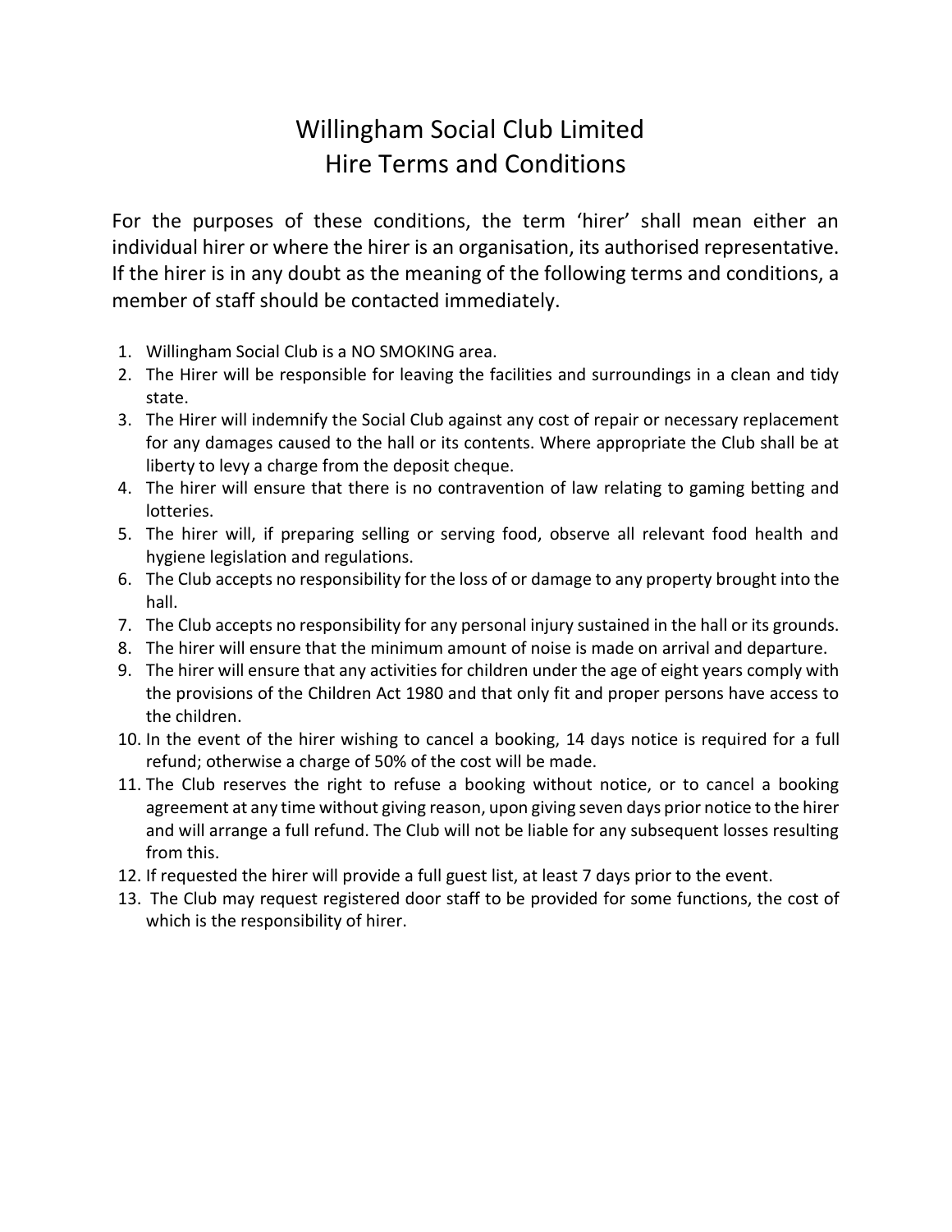# Willingham Social Club Limited
# Hire Terms and Conditions

For the purposes of these conditions, the term 'hirer' shall mean either an individual hirer or where the hirer is an organisation, its authorised representative. If the hirer is in any doubt as the meaning of the following terms and conditions, a member of staff should be contacted immediately.

1. Willingham Social Club is a NO SMOKING area.
2. The Hirer will be responsible for leaving the facilities and surroundings in a clean and tidy state.
3. The Hirer will indemnify the Social Club against any cost of repair or necessary replacement for any damages caused to the hall or its contents. Where appropriate the Club shall be at liberty to levy a charge from the deposit cheque.
4. The hirer will ensure that there is no contravention of law relating to gaming betting and lotteries.
5. The hirer will, if preparing selling or serving food, observe all relevant food health and hygiene legislation and regulations.
6. The Club accepts no responsibility for the loss of or damage to any property brought into the hall.
7. The Club accepts no responsibility for any personal injury sustained in the hall or its grounds.
8. The hirer will ensure that the minimum amount of noise is made on arrival and departure.
9. The hirer will ensure that any activities for children under the age of eight years comply with the provisions of the Children Act 1980 and that only fit and proper persons have access to the children.
10. In the event of the hirer wishing to cancel a booking, 14 days notice is required for a full refund; otherwise a charge of 50% of the cost will be made.
11. The Club reserves the right to refuse a booking without notice, or to cancel a booking agreement at any time without giving reason, upon giving seven days prior notice to the hirer and will arrange a full refund. The Club will not be liable for any subsequent losses resulting from this.
12. If requested the hirer will provide a full guest list, at least 7 days prior to the event.
13. The Club may request registered door staff to be provided for some functions, the cost of which is the responsibility of hirer.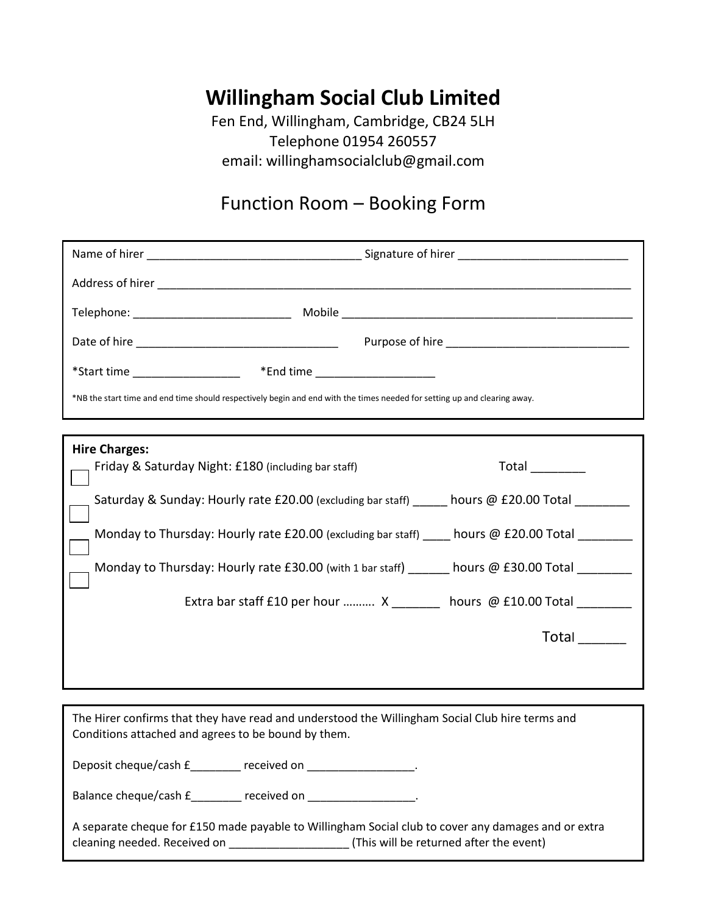# Willingham Social Club Limited

Fen End, Willingham, Cambridge, CB24 5LH
Telephone 01954 260557
email: willinghamsocialclub@gmail.com

## Function Room – Booking Form

Name of hirer ___________________________________ Signature of hirer ____________________________

Address of hirer ________________________________________________________________________________

Telephone: _________________________ Mobile _______________________________________________

Date of hire ________________________________ Purpose of hire ____________________________

*Start time _________________ *End time ___________________

*NB the start time and end time should respectively begin and end with the times needed for setting up and clearing away.

**Hire Charges:**

☐ Friday & Saturday Night: £180 (including bar staff) Total ________

☐ Saturday & Sunday: Hourly rate £20.00 (excluding bar staff) _____ hours @ £20.00 Total ________

☐ Monday to Thursday: Hourly rate £20.00 (excluding bar staff) ____ hours @ £20.00 Total ________

☐ Monday to Thursday: Hourly rate £30.00 (with 1 bar staff) ______ hours @ £30.00 Total ________

Extra bar staff £10 per hour ………. X _______ hours @ £10.00 Total ________

Total ______

The Hirer confirms that they have read and understood the Willingham Social Club hire terms and Conditions attached and agrees to be bound by them.

Deposit cheque/cash £________ received on _________________.

Balance cheque/cash £________ received on _________________.

A separate cheque for £150 made payable to Willingham Social club to cover any damages and or extra cleaning needed. Received on ___________________ (This will be returned after the event)